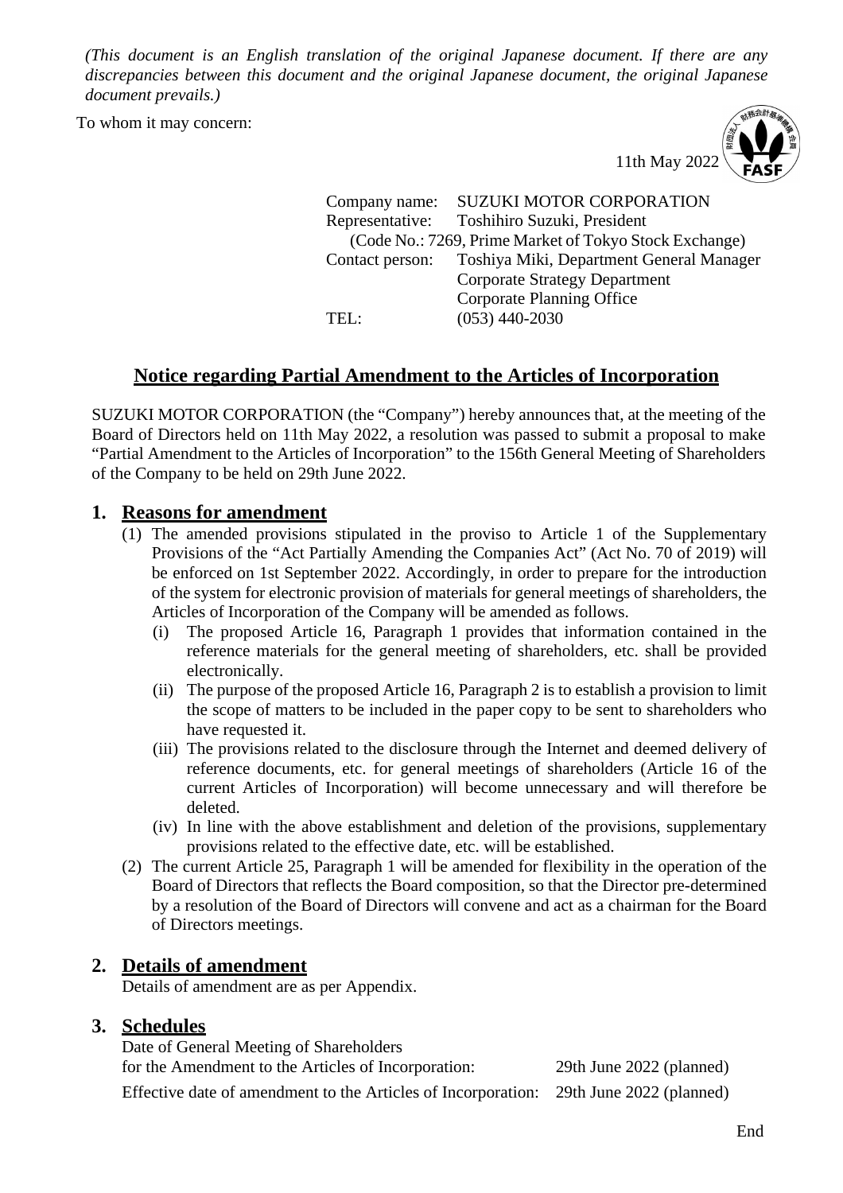*(This document is an English translation of the original Japanese document. If there are any discrepancies between this document and the original Japanese document, the original Japanese document prevails.)*

To whom it may concern:

11th May 2022

Company name: SUZUKI MOTOR CORPORATION
Representative: Toshihiro Suzuki, President
(Code No.: 7269, Prime Market of Tokyo Stock Exchange)
Contact person: Toshiya Miki, Department General Manager
Corporate Strategy Department
Corporate Planning Office
TEL: (053) 440-2030

# Notice regarding Partial Amendment to the Articles of Incorporation

SUZUKI MOTOR CORPORATION (the "Company") hereby announces that, at the meeting of the Board of Directors held on 11th May 2022, a resolution was passed to submit a proposal to make "Partial Amendment to the Articles of Incorporation" to the 156th General Meeting of Shareholders of the Company to be held on 29th June 2022.

## 1. Reasons for amendment

(1) The amended provisions stipulated in the proviso to Article 1 of the Supplementary Provisions of the "Act Partially Amending the Companies Act" (Act No. 70 of 2019) will be enforced on 1st September 2022. Accordingly, in order to prepare for the introduction of the system for electronic provision of materials for general meetings of shareholders, the Articles of Incorporation of the Company will be amended as follows.

(i) The proposed Article 16, Paragraph 1 provides that information contained in the reference materials for the general meeting of shareholders, etc. shall be provided electronically.

(ii) The purpose of the proposed Article 16, Paragraph 2 is to establish a provision to limit the scope of matters to be included in the paper copy to be sent to shareholders who have requested it.

(iii) The provisions related to the disclosure through the Internet and deemed delivery of reference documents, etc. for general meetings of shareholders (Article 16 of the current Articles of Incorporation) will become unnecessary and will therefore be deleted.

(iv) In line with the above establishment and deletion of the provisions, supplementary provisions related to the effective date, etc. will be established.

(2) The current Article 25, Paragraph 1 will be amended for flexibility in the operation of the Board of Directors that reflects the Board composition, so that the Director pre-determined by a resolution of the Board of Directors will convene and act as a chairman for the Board of Directors meetings.

## 2. Details of amendment

Details of amendment are as per Appendix.

## 3. Schedules

Date of General Meeting of Shareholders for the Amendment to the Articles of Incorporation: 29th June 2022 (planned)

Effective date of amendment to the Articles of Incorporation: 29th June 2022 (planned)

End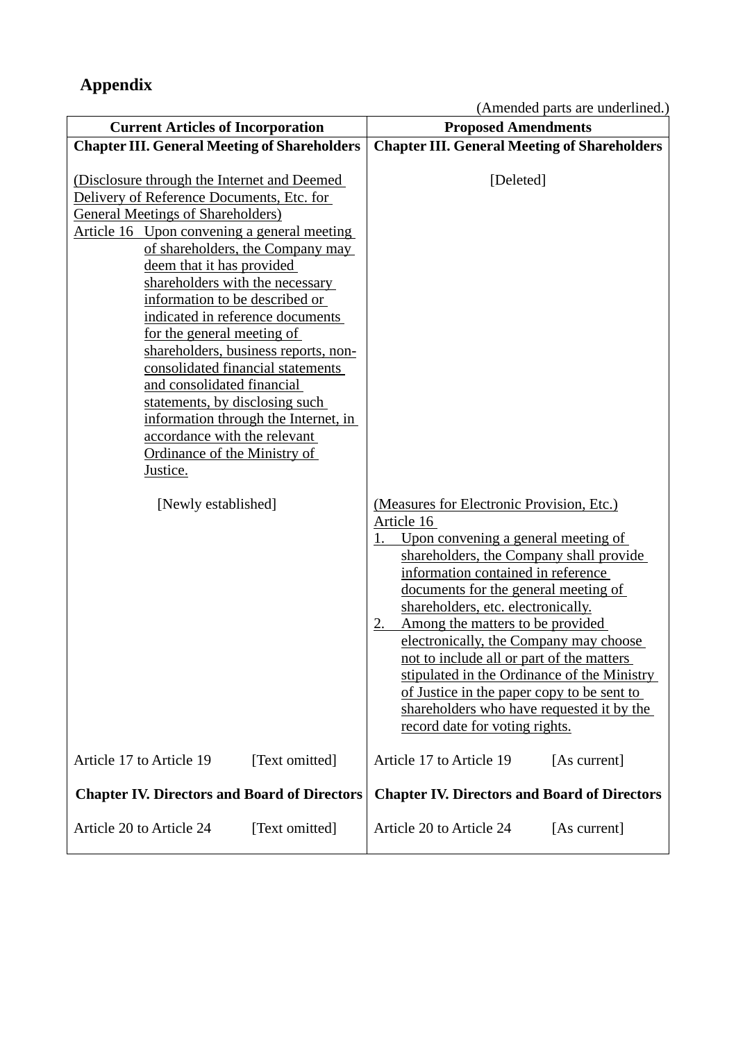## Appendix

(Amended parts are underlined.)

| Current Articles of Incorporation | Proposed Amendments |
|---|---|
| **Chapter III. General Meeting of Shareholders** | **Chapter III. General Meeting of Shareholders** |
| <u>(Disclosure through the Internet and Deemed Delivery of Reference Documents, Etc. for General Meetings of Shareholders)</u><br><u>Article 16 Upon convening a general meeting of shareholders, the Company may deem that it has provided shareholders with the necessary information to be described or indicated in reference documents for the general meeting of shareholders, business reports, non-consolidated financial statements and consolidated financial statements, by disclosing such information through the Internet, in accordance with the relevant Ordinance of the Ministry of Justice.</u> | [Deleted] |
| [Newly established] | <u>(Measures for Electronic Provision, Etc.)</u><br><u>Article 16</u><br><u>1. Upon convening a general meeting of shareholders, the Company shall provide information contained in reference documents for the general meeting of shareholders, etc. electronically.</u><br><u>2. Among the matters to be provided electronically, the Company may choose not to include all or part of the matters stipulated in the Ordinance of the Ministry of Justice in the paper copy to be sent to shareholders who have requested it by the record date for voting rights.</u> |
| Article 17 to Article 19 [Text omitted] | Article 17 to Article 19 [As current] |
| **Chapter IV. Directors and Board of Directors** | **Chapter IV. Directors and Board of Directors** |
| Article 20 to Article 24 [Text omitted] | Article 20 to Article 24 [As current] |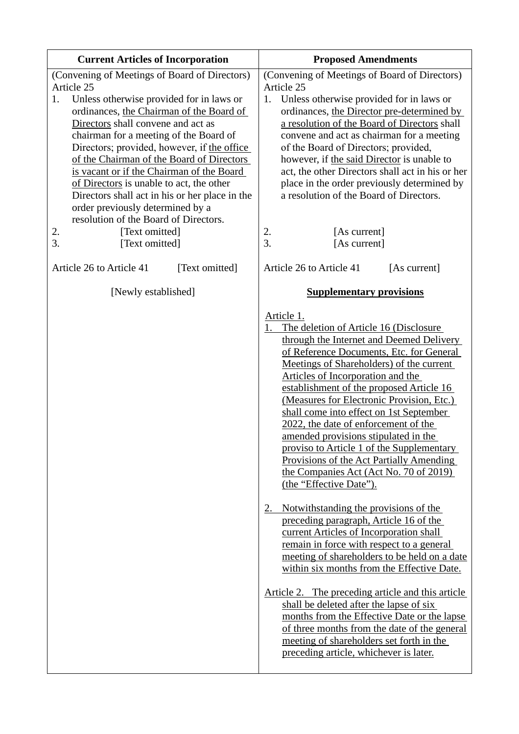| Current Articles of Incorporation | Proposed Amendments |
|---|---|
| (Convening of Meetings of Board of Directors)<br>Article 25<br>1. Unless otherwise provided for in laws or ordinances, the Chairman of the Board of Directors shall convene and act as chairman for a meeting of the Board of Directors; provided, however, if the office of the Chairman of the Board of Directors is vacant or if the Chairman of the Board of Directors is unable to act, the other Directors shall act in his or her place in the order previously determined by a resolution of the Board of Directors.<br>2. [Text omitted]<br>3. [Text omitted] | (Convening of Meetings of Board of Directors)<br>Article 25<br>1. Unless otherwise provided for in laws or ordinances, the Director pre-determined by a resolution of the Board of Directors shall convene and act as chairman for a meeting of the Board of Directors; provided, however, if the said Director is unable to act, the other Directors shall act in his or her place in the order previously determined by a resolution of the Board of Directors.<br>2. [As current]<br>3. [As current] |
| Article 26 to Article 41 [Text omitted] | Article 26 to Article 41 [As current] |
| [Newly established] | **Supplementary provisions**<br><br>Article 1.<br>1. The deletion of Article 16 (Disclosure through the Internet and Deemed Delivery of Reference Documents, Etc. for General Meetings of Shareholders) of the current Articles of Incorporation and the establishment of the proposed Article 16 (Measures for Electronic Provision, Etc.) shall come into effect on 1st September 2022, the date of enforcement of the amended provisions stipulated in the proviso to Article 1 of the Supplementary Provisions of the Act Partially Amending the Companies Act (Act No. 70 of 2019) (the "Effective Date").<br><br>2. Notwithstanding the provisions of the preceding paragraph, Article 16 of the current Articles of Incorporation shall remain in force with respect to a general meeting of shareholders to be held on a date within six months from the Effective Date.<br><br>Article 2. The preceding article and this article shall be deleted after the lapse of six months from the Effective Date or the lapse of three months from the date of the general meeting of shareholders set forth in the preceding article, whichever is later. |